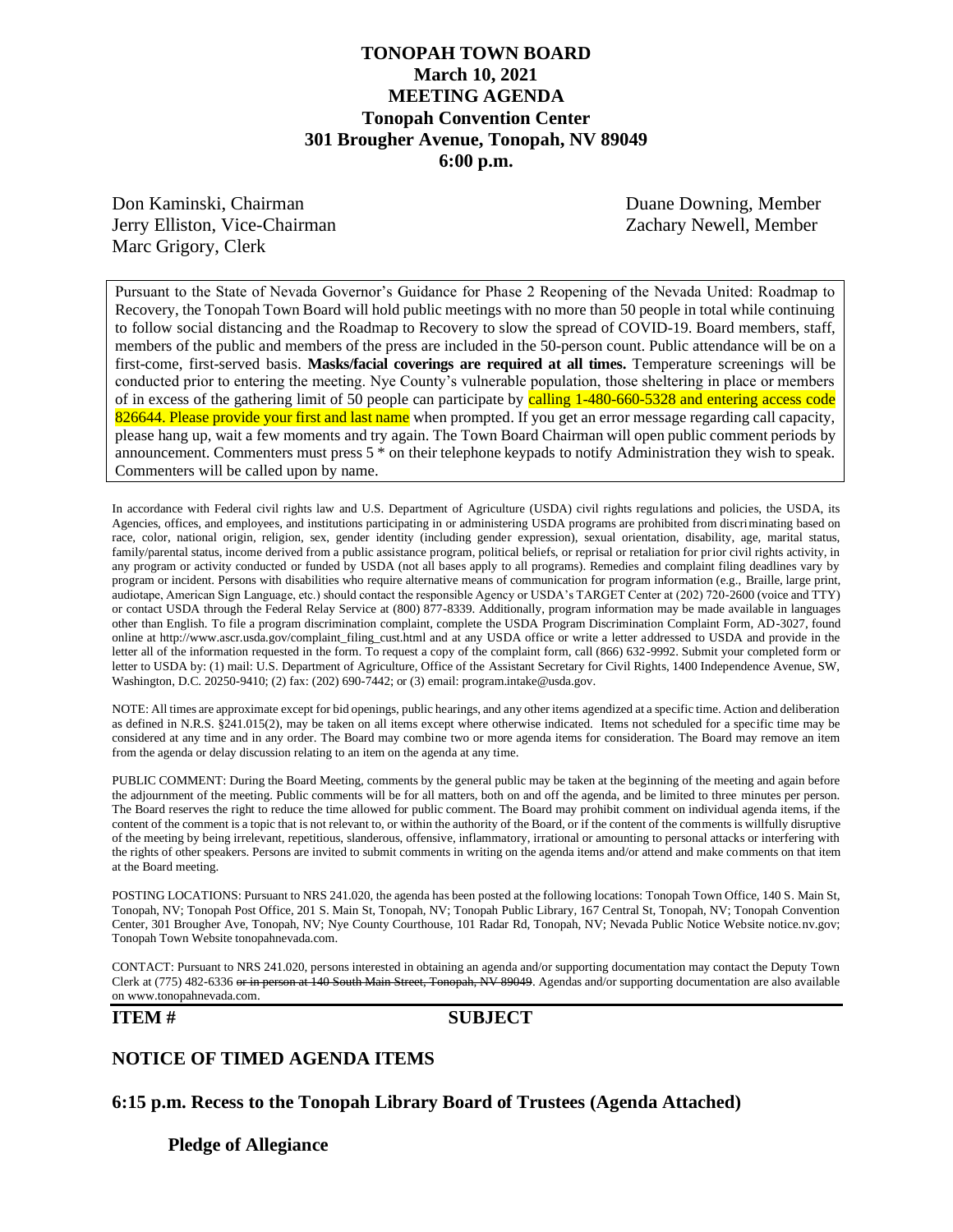# TONOPAH TOWN BOARD
## March 10, 2021
## MEETING AGENDA
## Tonopah Convention Center
## 301 Brougher Avenue, Tonopah, NV 89049
## 6:00 p.m.

Don Kaminski, Chairman
Jerry Elliston, Vice-Chairman
Marc Grigory, Clerk
Duane Downing, Member
Zachary Newell, Member

Pursuant to the State of Nevada Governor's Guidance for Phase 2 Reopening of the Nevada United: Roadmap to Recovery, the Tonopah Town Board will hold public meetings with no more than 50 people in total while continuing to follow social distancing and the Roadmap to Recovery to slow the spread of COVID-19. Board members, staff, members of the public and members of the press are included in the 50-person count. Public attendance will be on a first-come, first-served basis. **Masks/facial coverings are required at all times.** Temperature screenings will be conducted prior to entering the meeting. Nye County's vulnerable population, those sheltering in place or members of in excess of the gathering limit of 50 people can participate by calling 1-480-660-5328 and entering access code 826644. Please provide your first and last name when prompted. If you get an error message regarding call capacity, please hang up, wait a few moments and try again. The Town Board Chairman will open public comment periods by announcement. Commenters must press 5 * on their telephone keypads to notify Administration they wish to speak. Commenters will be called upon by name.

In accordance with Federal civil rights law and U.S. Department of Agriculture (USDA) civil rights regulations and policies, the USDA, its Agencies, offices, and employees, and institutions participating in or administering USDA programs are prohibited from discriminating based on race, color, national origin, religion, sex, gender identity (including gender expression), sexual orientation, disability, age, marital status, family/parental status, income derived from a public assistance program, political beliefs, or reprisal or retaliation for prior civil rights activity, in any program or activity conducted or funded by USDA (not all bases apply to all programs). Remedies and complaint filing deadlines vary by program or incident. Persons with disabilities who require alternative means of communication for program information (e.g., Braille, large print, audiotape, American Sign Language, etc.) should contact the responsible Agency or USDA's TARGET Center at (202) 720-2600 (voice and TTY) or contact USDA through the Federal Relay Service at (800) 877-8339. Additionally, program information may be made available in languages other than English. To file a program discrimination complaint, complete the USDA Program Discrimination Complaint Form, AD-3027, found online at http://www.ascr.usda.gov/complaint_filing_cust.html and at any USDA office or write a letter addressed to USDA and provide in the letter all of the information requested in the form. To request a copy of the complaint form, call (866) 632-9992. Submit your completed form or letter to USDA by: (1) mail: U.S. Department of Agriculture, Office of the Assistant Secretary for Civil Rights, 1400 Independence Avenue, SW, Washington, D.C. 20250-9410; (2) fax: (202) 690-7442; or (3) email: program.intake@usda.gov.

NOTE: All times are approximate except for bid openings, public hearings, and any other items agendized at a specific time. Action and deliberation as defined in N.R.S. §241.015(2), may be taken on all items except where otherwise indicated. Items not scheduled for a specific time may be considered at any time and in any order. The Board may combine two or more agenda items for consideration. The Board may remove an item from the agenda or delay discussion relating to an item on the agenda at any time.

PUBLIC COMMENT: During the Board Meeting, comments by the general public may be taken at the beginning of the meeting and again before the adjournment of the meeting. Public comments will be for all matters, both on and off the agenda, and be limited to three minutes per person. The Board reserves the right to reduce the time allowed for public comment. The Board may prohibit comment on individual agenda items, if the content of the comment is a topic that is not relevant to, or within the authority of the Board, or if the content of the comments is willfully disruptive of the meeting by being irrelevant, repetitious, slanderous, offensive, inflammatory, irrational or amounting to personal attacks or interfering with the rights of other speakers. Persons are invited to submit comments in writing on the agenda items and/or attend and make comments on that item at the Board meeting.

POSTING LOCATIONS: Pursuant to NRS 241.020, the agenda has been posted at the following locations: Tonopah Town Office, 140 S. Main St, Tonopah, NV; Tonopah Post Office, 201 S. Main St, Tonopah, NV; Tonopah Public Library, 167 Central St, Tonopah, NV; Tonopah Convention Center, 301 Brougher Ave, Tonopah, NV; Nye County Courthouse, 101 Radar Rd, Tonopah, NV; Nevada Public Notice Website notice.nv.gov; Tonopah Town Website tonopahnevada.com.

CONTACT: Pursuant to NRS 241.020, persons interested in obtaining an agenda and/or supporting documentation may contact the Deputy Town Clerk at (775) 482-6336 ~~or in person at 140 South Main Street, Tonopah, NV 89049~~. Agendas and/or supporting documentation are also available on www.tonopahnevada.com.

**ITEM #** **SUBJECT**

## NOTICE OF TIMED AGENDA ITEMS

### 6:15 p.m. Recess to the Tonopah Library Board of Trustees (Agenda Attached)

**Pledge of Allegiance**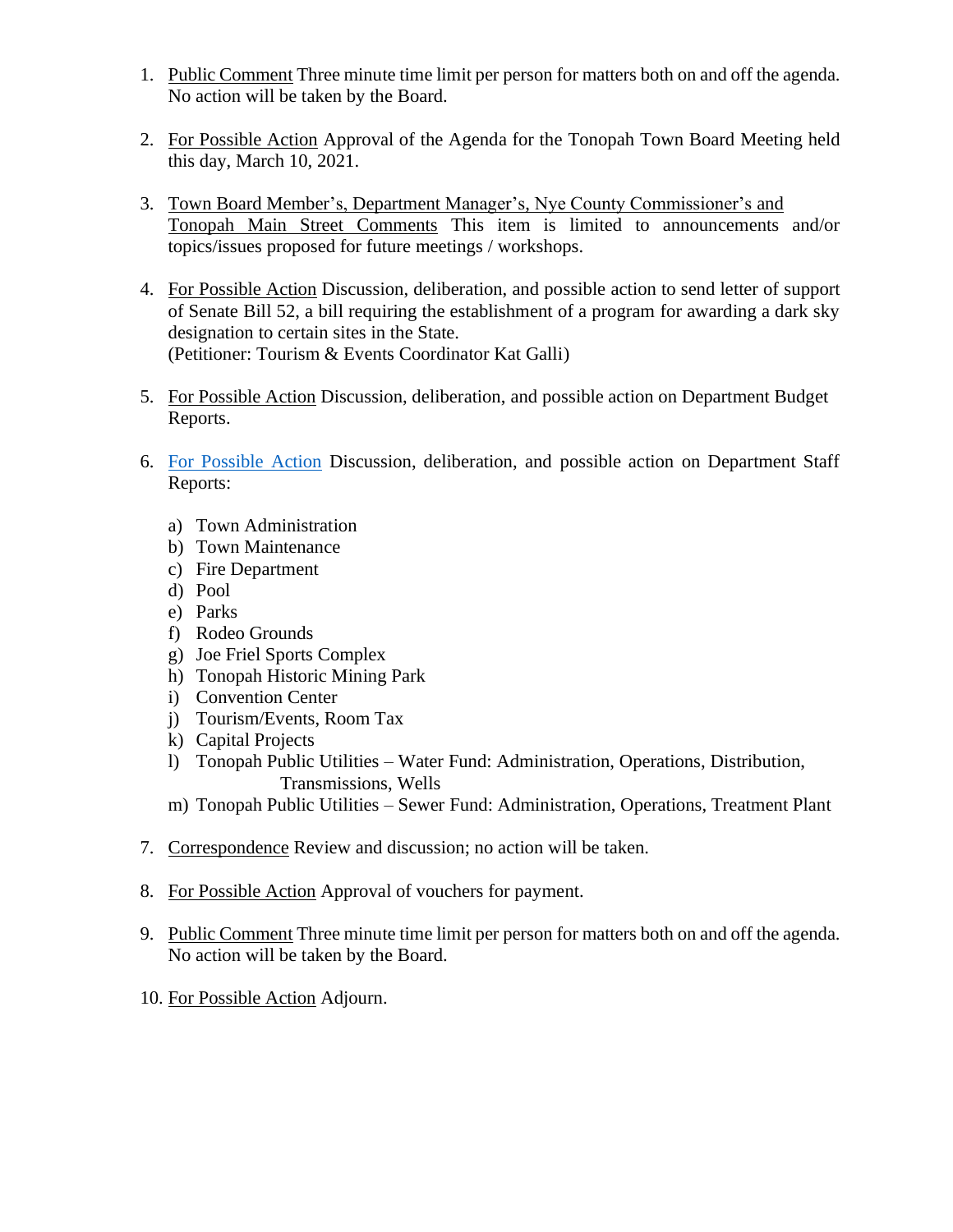1. Public Comment Three minute time limit per person for matters both on and off the agenda. No action will be taken by the Board.

2. For Possible Action Approval of the Agenda for the Tonopah Town Board Meeting held this day, March 10, 2021.

3. Town Board Member's, Department Manager's, Nye County Commissioner's and Tonopah Main Street Comments This item is limited to announcements and/or topics/issues proposed for future meetings / workshops.

4. For Possible Action Discussion, deliberation, and possible action to send letter of support of Senate Bill 52, a bill requiring the establishment of a program for awarding a dark sky designation to certain sites in the State.
   (Petitioner: Tourism & Events Coordinator Kat Galli)

5. For Possible Action Discussion, deliberation, and possible action on Department Budget Reports.

6. For Possible Action Discussion, deliberation, and possible action on Department Staff Reports:

   a) Town Administration
   b) Town Maintenance
   c) Fire Department
   d) Pool
   e) Parks
   f) Rodeo Grounds
   g) Joe Friel Sports Complex
   h) Tonopah Historic Mining Park
   i) Convention Center
   j) Tourism/Events, Room Tax
   k) Capital Projects
   l) Tonopah Public Utilities – Water Fund: Administration, Operations, Distribution, Transmissions, Wells
   m) Tonopah Public Utilities – Sewer Fund: Administration, Operations, Treatment Plant

7. Correspondence Review and discussion; no action will be taken.

8. For Possible Action Approval of vouchers for payment.

9. Public Comment Three minute time limit per person for matters both on and off the agenda. No action will be taken by the Board.

10. For Possible Action Adjourn.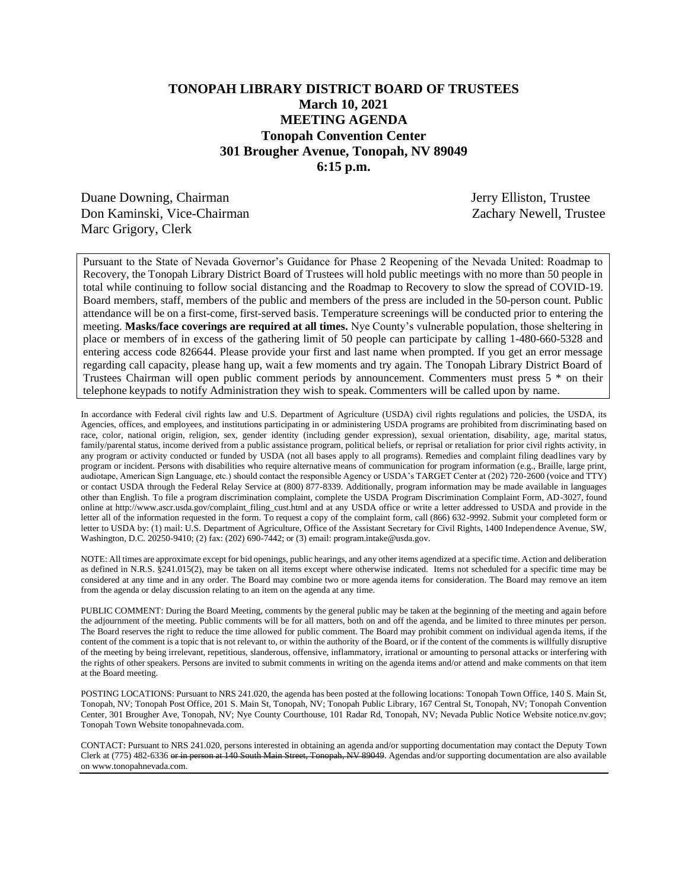# TONOPAH LIBRARY DISTRICT BOARD OF TRUSTEES
## March 10, 2021
## MEETING AGENDA
## Tonopah Convention Center
## 301 Brougher Avenue, Tonopah, NV 89049
## 6:15 p.m.

Duane Downing, Chairman
Don Kaminski, Vice-Chairman
Marc Grigory, Clerk
Jerry Elliston, Trustee
Zachary Newell, Trustee

Pursuant to the State of Nevada Governor's Guidance for Phase 2 Reopening of the Nevada United: Roadmap to Recovery, the Tonopah Library District Board of Trustees will hold public meetings with no more than 50 people in total while continuing to follow social distancing and the Roadmap to Recovery to slow the spread of COVID-19. Board members, staff, members of the public and members of the press are included in the 50-person count. Public attendance will be on a first-come, first-served basis. Temperature screenings will be conducted prior to entering the meeting. **Masks/face coverings are required at all times.** Nye County's vulnerable population, those sheltering in place or members of in excess of the gathering limit of 50 people can participate by calling 1-480-660-5328 and entering access code 826644. Please provide your first and last name when prompted. If you get an error message regarding call capacity, please hang up, wait a few moments and try again. The Tonopah Library District Board of Trustees Chairman will open public comment periods by announcement. Commenters must press 5 * on their telephone keypads to notify Administration they wish to speak. Commenters will be called upon by name.

In accordance with Federal civil rights law and U.S. Department of Agriculture (USDA) civil rights regulations and policies, the USDA, its Agencies, offices, and employees, and institutions participating in or administering USDA programs are prohibited from discriminating based on race, color, national origin, religion, sex, gender identity (including gender expression), sexual orientation, disability, age, marital status, family/parental status, income derived from a public assistance program, political beliefs, or reprisal or retaliation for prior civil rights activity, in any program or activity conducted or funded by USDA (not all bases apply to all programs). Remedies and complaint filing deadlines vary by program or incident. Persons with disabilities who require alternative means of communication for program information (e.g., Braille, large print, audiotape, American Sign Language, etc.) should contact the responsible Agency or USDA's TARGET Center at (202) 720-2600 (voice and TTY) or contact USDA through the Federal Relay Service at (800) 877-8339. Additionally, program information may be made available in languages other than English. To file a program discrimination complaint, complete the USDA Program Discrimination Complaint Form, AD-3027, found online at http://www.ascr.usda.gov/complaint_filing_cust.html and at any USDA office or write a letter addressed to USDA and provide in the letter all of the information requested in the form. To request a copy of the complaint form, call (866) 632-9992. Submit your completed form or letter to USDA by: (1) mail: U.S. Department of Agriculture, Office of the Assistant Secretary for Civil Rights, 1400 Independence Avenue, SW, Washington, D.C. 20250-9410; (2) fax: (202) 690-7442; or (3) email: program.intake@usda.gov.

NOTE: All times are approximate except for bid openings, public hearings, and any other items agendized at a specific time. Action and deliberation as defined in N.R.S. §241.015(2), may be taken on all items except where otherwise indicated. Items not scheduled for a specific time may be considered at any time and in any order. The Board may combine two or more agenda items for consideration. The Board may remove an item from the agenda or delay discussion relating to an item on the agenda at any time.

PUBLIC COMMENT: During the Board Meeting, comments by the general public may be taken at the beginning of the meeting and again before the adjournment of the meeting. Public comments will be for all matters, both on and off the agenda, and be limited to three minutes per person. The Board reserves the right to reduce the time allowed for public comment. The Board may prohibit comment on individual agenda items, if the content of the comment is a topic that is not relevant to, or within the authority of the Board, or if the content of the comments is willfully disruptive of the meeting by being irrelevant, repetitious, slanderous, offensive, inflammatory, irrational or amounting to personal attacks or interfering with the rights of other speakers. Persons are invited to submit comments in writing on the agenda items and/or attend and make comments on that item at the Board meeting.

POSTING LOCATIONS: Pursuant to NRS 241.020, the agenda has been posted at the following locations: Tonopah Town Office, 140 S. Main St, Tonopah, NV; Tonopah Post Office, 201 S. Main St, Tonopah, NV; Tonopah Public Library, 167 Central St, Tonopah, NV; Tonopah Convention Center, 301 Brougher Ave, Tonopah, NV; Nye County Courthouse, 101 Radar Rd, Tonopah, NV; Nevada Public Notice Website notice.nv.gov; Tonopah Town Website tonopahnevada.com.

CONTACT: Pursuant to NRS 241.020, persons interested in obtaining an agenda and/or supporting documentation may contact the Deputy Town Clerk at (775) 482-6336 ~~or in person at 140 South Main Street, Tonopah, NV 89049~~. Agendas and/or supporting documentation are also available on www.tonopahnevada.com.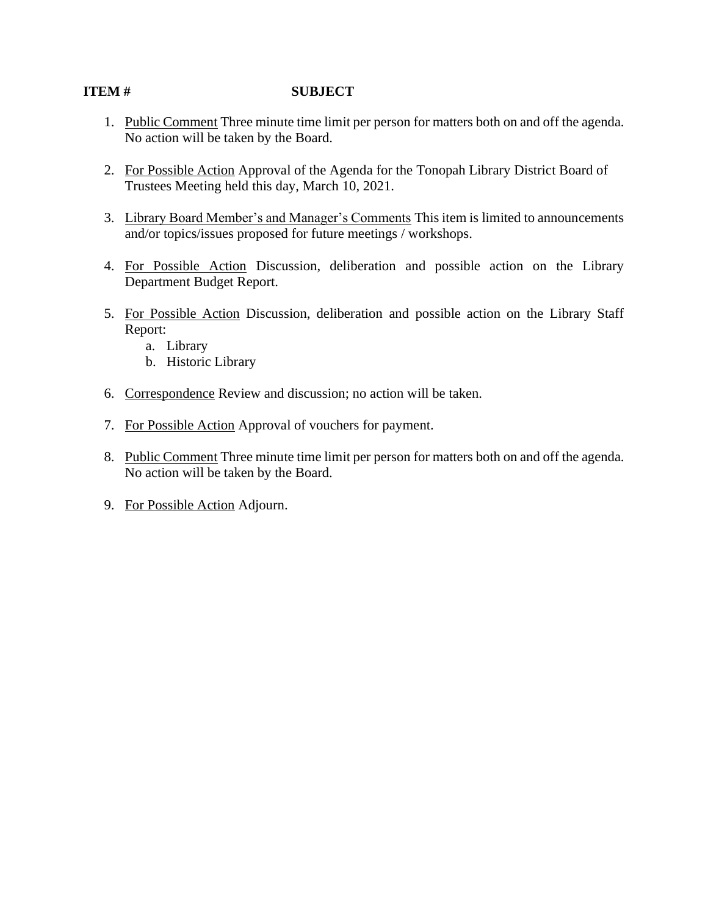**ITEM #** **SUBJECT**

1. Public Comment Three minute time limit per person for matters both on and off the agenda. No action will be taken by the Board.

2. For Possible Action Approval of the Agenda for the Tonopah Library District Board of Trustees Meeting held this day, March 10, 2021.

3. Library Board Member's and Manager's Comments This item is limited to announcements and/or topics/issues proposed for future meetings / workshops.

4. For Possible Action Discussion, deliberation and possible action on the Library Department Budget Report.

5. For Possible Action Discussion, deliberation and possible action on the Library Staff Report:
   a. Library
   b. Historic Library

6. Correspondence Review and discussion; no action will be taken.

7. For Possible Action Approval of vouchers for payment.

8. Public Comment Three minute time limit per person for matters both on and off the agenda. No action will be taken by the Board.

9. For Possible Action Adjourn.